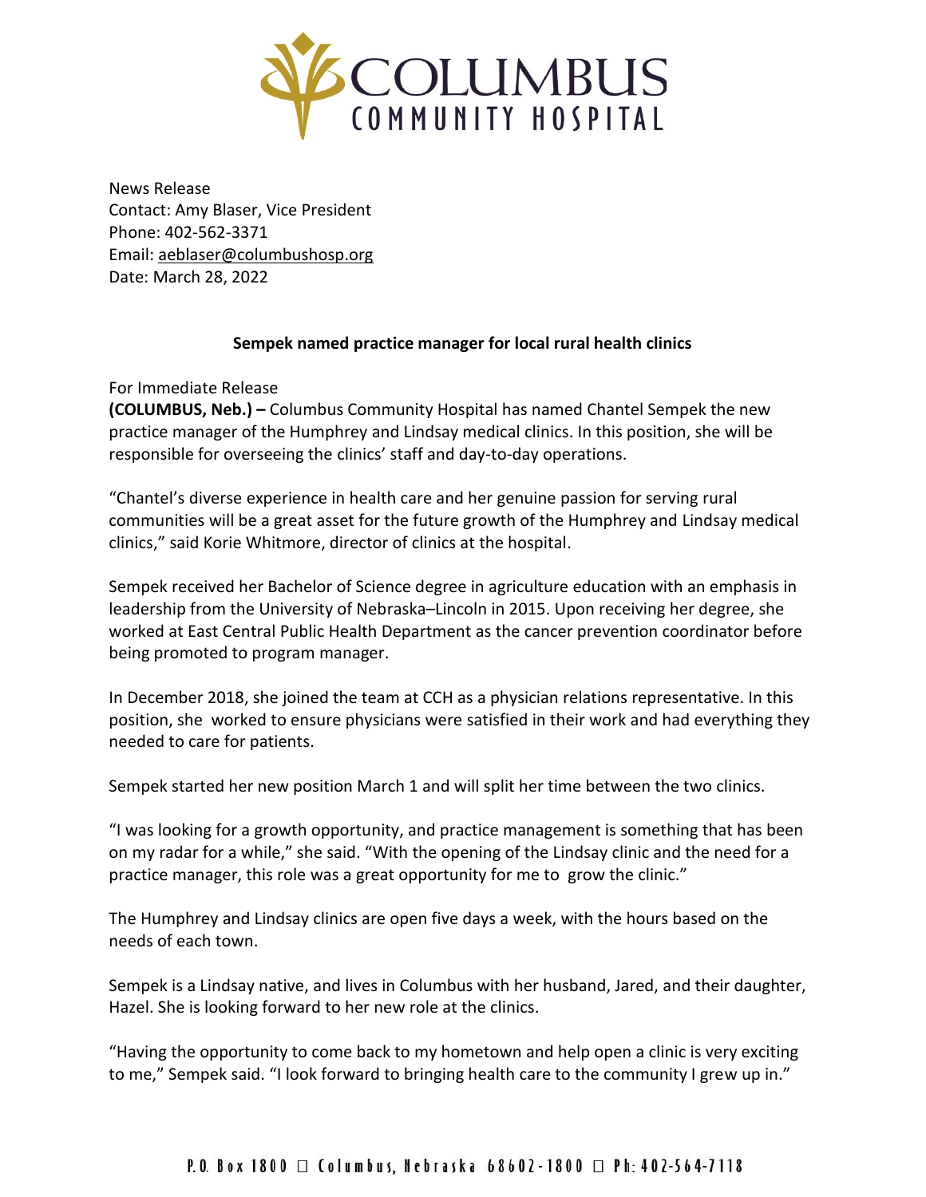COLUMBUS COMMUNITY HOSPITAL

News Release
Contact: Amy Blaser, Vice President
Phone: 402-562-3371
Email: aeblaser@columbushosp.org
Date: March 28, 2022

**Sempek named practice manager for local rural health clinics**

For Immediate Release
**(COLUMBUS, Neb.) –** Columbus Community Hospital has named Chantel Sempek the new practice manager of the Humphrey and Lindsay medical clinics. In this position, she will be responsible for overseeing the clinics' staff and day-to-day operations.

"Chantel's diverse experience in health care and her genuine passion for serving rural communities will be a great asset for the future growth of the Humphrey and Lindsay medical clinics," said Korie Whitmore, director of clinics at the hospital.

Sempek received her Bachelor of Science degree in agriculture education with an emphasis in leadership from the University of Nebraska–Lincoln in 2015. Upon receiving her degree, she worked at East Central Public Health Department as the cancer prevention coordinator before being promoted to program manager.

In December 2018, she joined the team at CCH as a physician relations representative. In this position, she worked to ensure physicians were satisfied in their work and had everything they needed to care for patients.

Sempek started her new position March 1 and will split her time between the two clinics.

"I was looking for a growth opportunity, and practice management is something that has been on my radar for a while," she said. "With the opening of the Lindsay clinic and the need for a practice manager, this role was a great opportunity for me to grow the clinic."

The Humphrey and Lindsay clinics are open five days a week, with the hours based on the needs of each town.

Sempek is a Lindsay native, and lives in Columbus with her husband, Jared, and their daughter, Hazel. She is looking forward to her new role at the clinics.

"Having the opportunity to come back to my hometown and help open a clinic is very exciting to me," Sempek said. "I look forward to bringing health care to the community I grew up in."

P.O. Box 1800 □ Columbus, Nebraska 68602-1800 □ Ph: 402-564-7118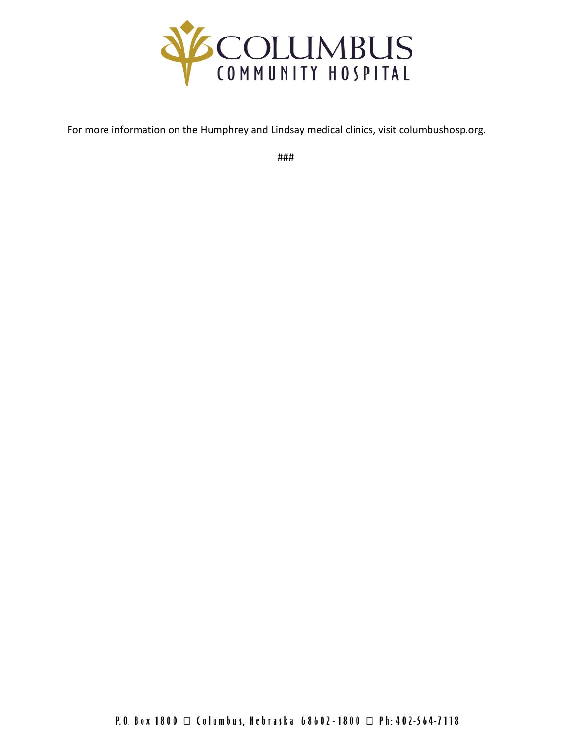For more information on the Humphrey and Lindsay medical clinics, visit columbushosp.org.

###